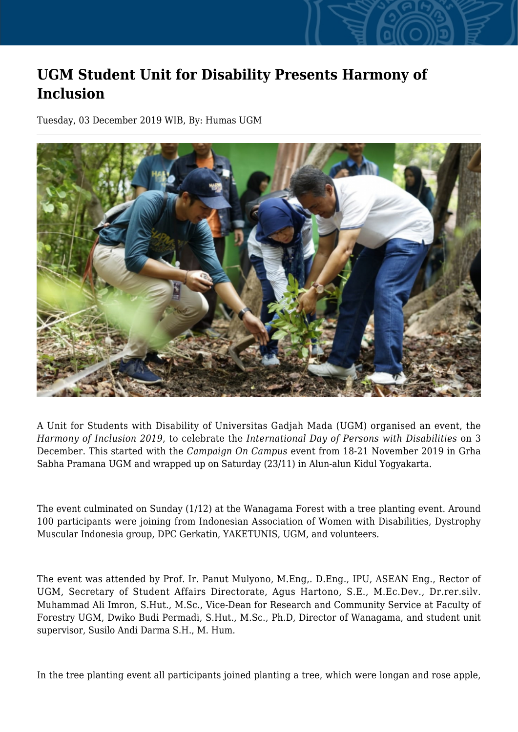# UGM Student Unit for Disability Presents Harmony of Inclusion

Tuesday, 03 December 2019 WIB, By: Humas UGM

A Unit for Students with Disability of Universitas Gadjah Mada (UGM) organised an event, the *Harmony of Inclusion 2019*, to celebrate the *International Day of Persons with Disabilities* on 3 December. This started with the *Campaign On Campus* event from 18-21 November 2019 in Grha Sabha Pramana UGM and wrapped up on Saturday (23/11) in Alun-alun Kidul Yogyakarta.

The event culminated on Sunday (1/12) at the Wanagama Forest with a tree planting event. Around 100 participants were joining from Indonesian Association of Women with Disabilities, Dystrophy Muscular Indonesia group, DPC Gerkatin, YAKETUNIS, UGM, and volunteers.

The event was attended by Prof. Ir. Panut Mulyono, M.Eng,. D.Eng., IPU, ASEAN Eng., Rector of UGM, Secretary of Student Affairs Directorate, Agus Hartono, S.E., M.Ec.Dev., Dr.rer.silv. Muhammad Ali Imron, S.Hut., M.Sc., Vice-Dean for Research and Community Service at Faculty of Forestry UGM, Dwiko Budi Permadi, S.Hut., M.Sc., Ph.D, Director of Wanagama, and student unit supervisor, Susilo Andi Darma S.H., M. Hum.

In the tree planting event all participants joined planting a tree, which were longan and rose apple,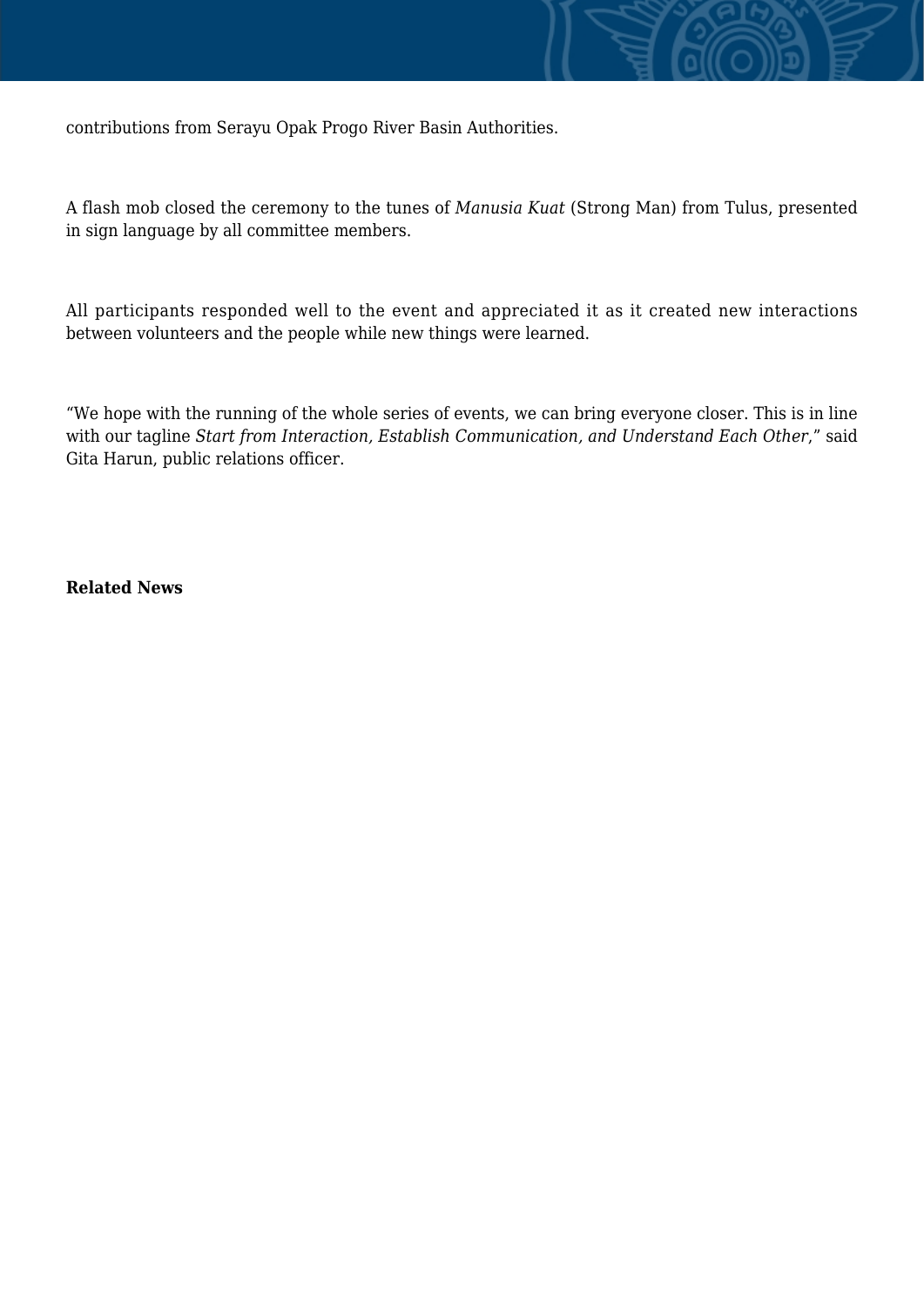contributions from Serayu Opak Progo River Basin Authorities.

A flash mob closed the ceremony to the tunes of *Manusia Kuat* (Strong Man) from Tulus, presented in sign language by all committee members.

All participants responded well to the event and appreciated it as it created new interactions between volunteers and the people while new things were learned.

“We hope with the running of the whole series of events, we can bring everyone closer. This is in line with our tagline *Start from Interaction, Establish Communication, and Understand Each Other*,” said Gita Harun, public relations officer.

**Related News**